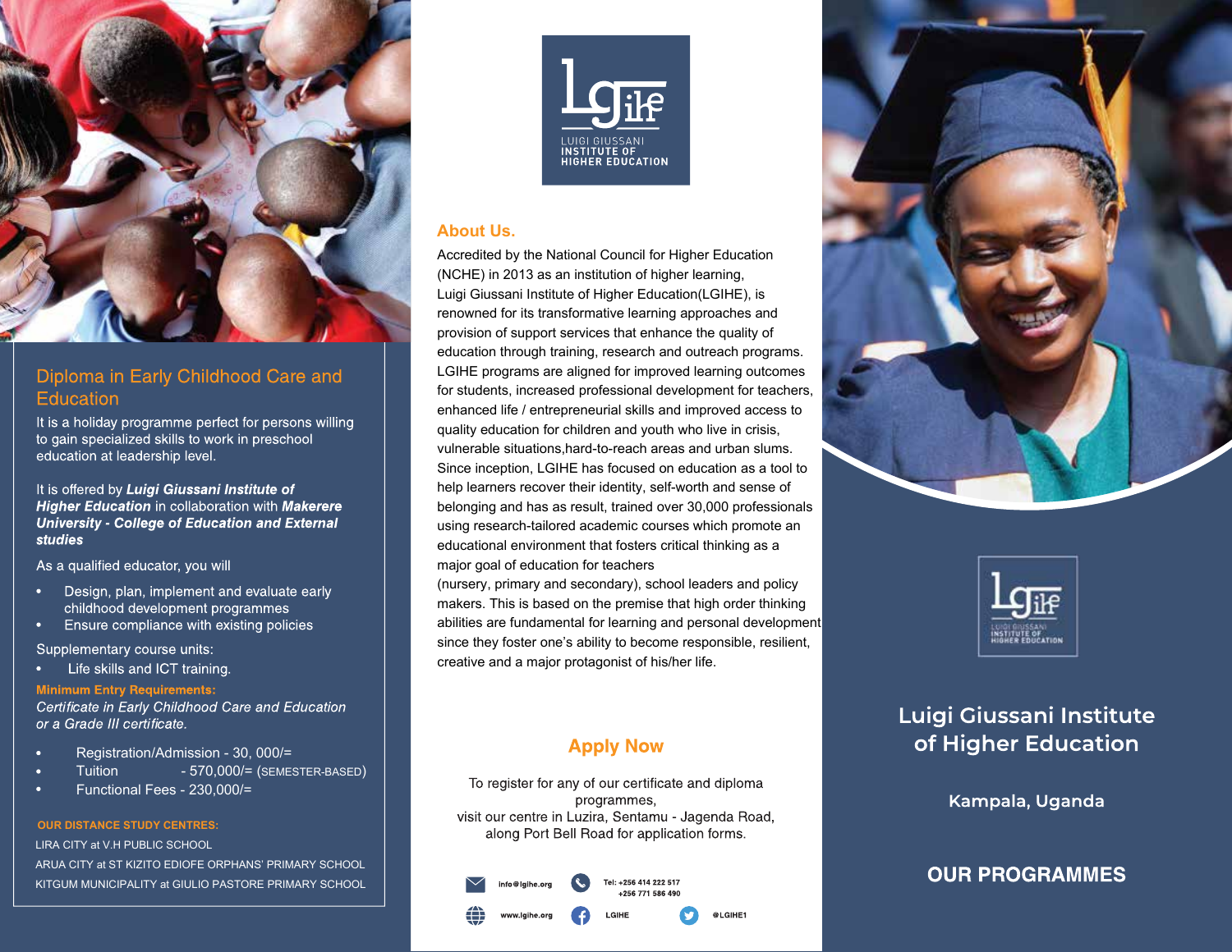## Diploma in Early Childhood Care and Education

It is a holiday programme perfect for persons willing to gain specialized skills to work in preschool education at leadership level.

It is offered by ***Luigi Giussani Institute of Higher Education*** in collaboration with ***Makerere University - College of Education and External studies***

As a qualified educator, you will

- Design, plan, implement and evaluate early childhood development programmes
- Ensure compliance with existing policies

Supplementary course units:

- Life skills and ICT training.

**Minimum Entry Requirements:**

*Certificate in Early Childhood Care and Education or a Grade III certificate.*

- Registration/Admission - 30, 000/=
- Tuition - 570,000/= (SEMESTER-BASED)
- Functional Fees - 230,000/=

**OUR DISTANCE STUDY CENTRES:**

LIRA CITY at V.H PUBLIC SCHOOL

ARUA CITY at ST KIZITO EDIOFE ORPHANS' PRIMARY SCHOOL

KITGUM MUNICIPALITY at GIULIO PASTORE PRIMARY SCHOOL

LGIHE
LUIGI GIUSSANI INSTITUTE OF HIGHER EDUCATION

## About Us.

Accredited by the National Council for Higher Education (NCHE) in 2013 as an institution of higher learning, Luigi Giussani Institute of Higher Education(LGIHE), is renowned for its transformative learning approaches and provision of support services that enhance the quality of education through training, research and outreach programs. LGIHE programs are aligned for improved learning outcomes for students, increased professional development for teachers, enhanced life / entrepreneurial skills and improved access to quality education for children and youth who live in crisis, vulnerable situations,hard-to-reach areas and urban slums. Since inception, LGIHE has focused on education as a tool to help learners recover their identity, self-worth and sense of belonging and has as result, trained over 30,000 professionals using research-tailored academic courses which promote an educational environment that fosters critical thinking as a major goal of education for teachers (nursery, primary and secondary), school leaders and policy makers. This is based on the premise that high order thinking abilities are fundamental for learning and personal development since they foster one's ability to become responsible, resilient, creative and a major protagonist of his/her life.

## Apply Now

To register for any of our certificate and diploma programmes,
visit our centre in Luzira, Sentamu - Jagenda Road, along Port Bell Road for application forms.

info@lgihe.org

Tel: +256 414 222 517
+256 771 586 490

www.lgihe.org

LGIHE

@LGIHE1

LGIHE
LUIGI GIUSSANI INSTITUTE OF HIGHER EDUCATION

# Luigi Giussani Institute of Higher Education

### Kampala, Uganda

## OUR PROGRAMMES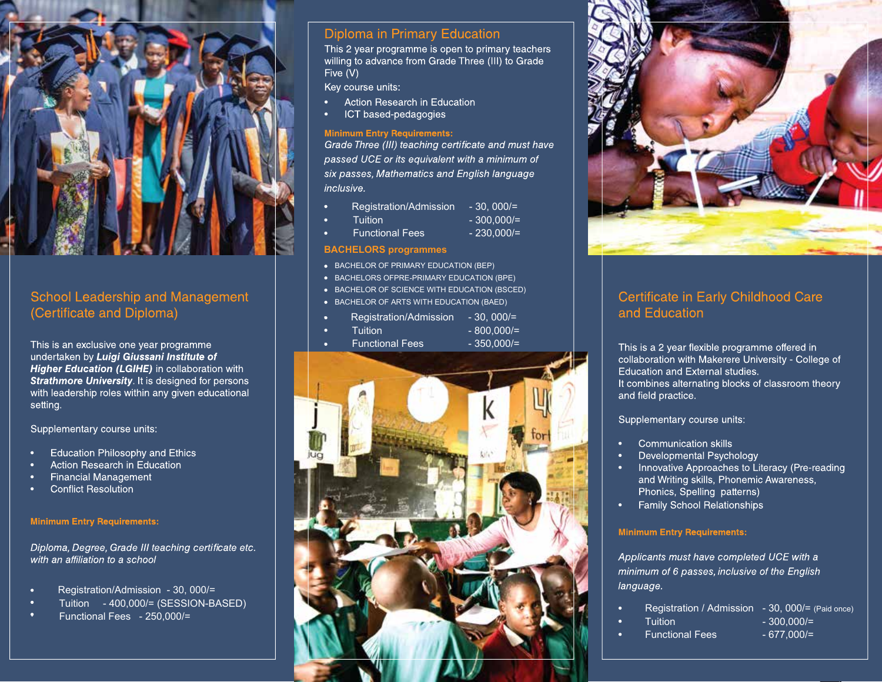## School Leadership and Management (Certificate and Diploma)

This is an exclusive one year programme undertaken by ***Luigi Giussani Institute of Higher Education (LGIHE)*** in collaboration with ***Strathmore University***. It is designed for persons with leadership roles within any given educational setting.

Supplementary course units:

- Education Philosophy and Ethics
- Action Research in Education
- Financial Management
- Conflict Resolution

**Minimum Entry Requirements:**

*Diploma, Degree, Grade III teaching certificate etc. with an affiliation to a school*

- Registration/Admission - 30, 000/=
- Tuition - 400,000/= (SESSION-BASED)
- Functional Fees - 250,000/=

## Diploma in Primary Education

This 2 year programme is open to primary teachers willing to advance from Grade Three (III) to Grade Five (V)

Key course units:

- Action Research in Education
- ICT based-pedagogies

**Minimum Entry Requirements:**

*Grade Three (III) teaching certificate and must have passed UCE or its equivalent with a minimum of six passes, Mathematics and English language inclusive.*

- Registration/Admission - 30, 000/=
- Tuition - 300,000/=
- Functional Fees - 230,000/=

**BACHELORS programmes**

- BACHELOR OF PRIMARY EDUCATION (BEP)
- BACHELORS OFPRE-PRIMARY EDUCATION (BPE)
- BACHELOR OF SCIENCE WITH EDUCATION (BSCED)
- BACHELOR OF ARTS WITH EDUCATION (BAED)

- Registration/Admission - 30, 000/=
- Tuition - 800,000/=
- Functional Fees - 350,000/=

## Certificate in Early Childhood Care and Education

This is a 2 year flexible programme offered in collaboration with Makerere University - College of Education and External studies.
It combines alternating blocks of classroom theory and field practice.

Supplementary course units:

- Communication skills
- Developmental Psychology
- Innovative Approaches to Literacy (Pre-reading and Writing skills, Phonemic Awareness, Phonics, Spelling patterns)
- Family School Relationships

**Minimum Entry Requirements:**

*Applicants must have completed UCE with a minimum of 6 passes, inclusive of the English language.*

- Registration / Admission - 30, 000/= (Paid once)
- Tuition - 300,000/=
- Functional Fees - 677,000/=